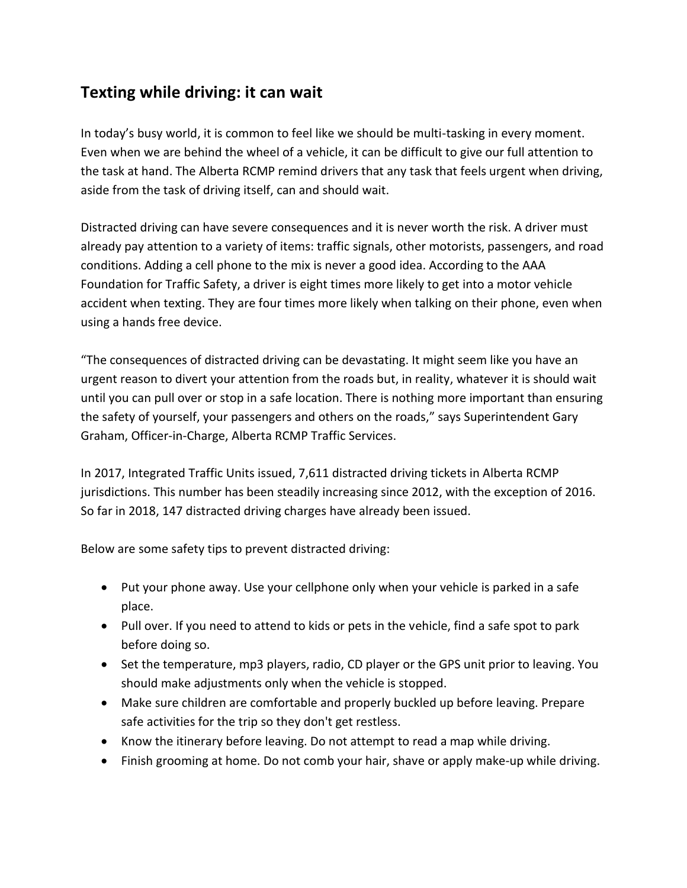## Texting while driving: it can wait

In today's busy world, it is common to feel like we should be multi-tasking in every moment. Even when we are behind the wheel of a vehicle, it can be difficult to give our full attention to the task at hand. The Alberta RCMP remind drivers that any task that feels urgent when driving, aside from the task of driving itself, can and should wait.

Distracted driving can have severe consequences and it is never worth the risk. A driver must already pay attention to a variety of items: traffic signals, other motorists, passengers, and road conditions. Adding a cell phone to the mix is never a good idea. According to the AAA Foundation for Traffic Safety, a driver is eight times more likely to get into a motor vehicle accident when texting. They are four times more likely when talking on their phone, even when using a hands free device.

"The consequences of distracted driving can be devastating. It might seem like you have an urgent reason to divert your attention from the roads but, in reality, whatever it is should wait until you can pull over or stop in a safe location. There is nothing more important than ensuring the safety of yourself, your passengers and others on the roads," says Superintendent Gary Graham, Officer-in-Charge, Alberta RCMP Traffic Services.

In 2017, Integrated Traffic Units issued, 7,611 distracted driving tickets in Alberta RCMP jurisdictions. This number has been steadily increasing since 2012, with the exception of 2016. So far in 2018, 147 distracted driving charges have already been issued.

Below are some safety tips to prevent distracted driving:

- Put your phone away. Use your cellphone only when your vehicle is parked in a safe place.
- Pull over. If you need to attend to kids or pets in the vehicle, find a safe spot to park before doing so.
- Set the temperature, mp3 players, radio, CD player or the GPS unit prior to leaving. You should make adjustments only when the vehicle is stopped.
- Make sure children are comfortable and properly buckled up before leaving. Prepare safe activities for the trip so they don't get restless.
- Know the itinerary before leaving. Do not attempt to read a map while driving.
- Finish grooming at home. Do not comb your hair, shave or apply make-up while driving.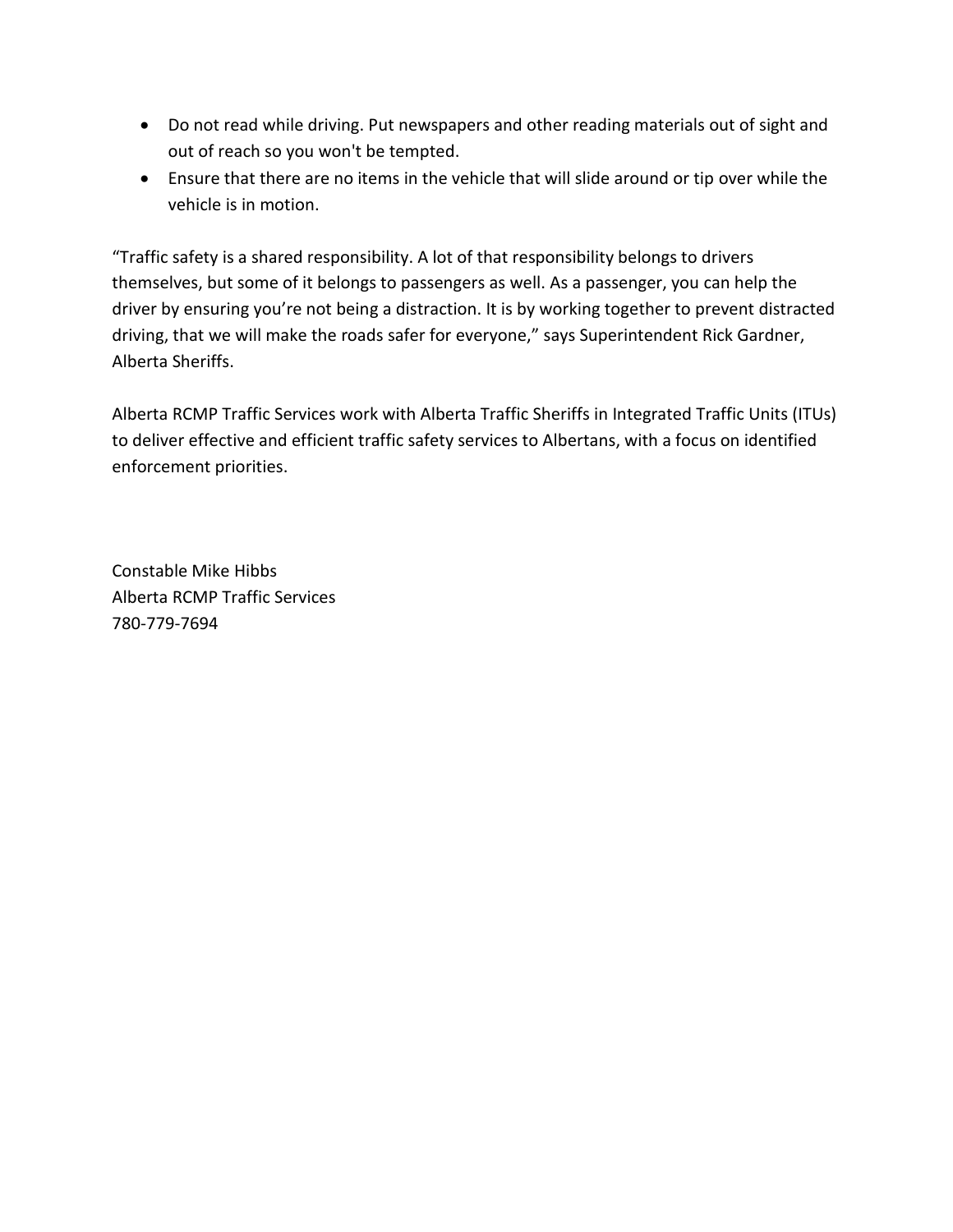- Do not read while driving. Put newspapers and other reading materials out of sight and out of reach so you won't be tempted.
- Ensure that there are no items in the vehicle that will slide around or tip over while the vehicle is in motion.

"Traffic safety is a shared responsibility. A lot of that responsibility belongs to drivers themselves, but some of it belongs to passengers as well. As a passenger, you can help the driver by ensuring you're not being a distraction. It is by working together to prevent distracted driving, that we will make the roads safer for everyone," says Superintendent Rick Gardner, Alberta Sheriffs.

Alberta RCMP Traffic Services work with Alberta Traffic Sheriffs in Integrated Traffic Units (ITUs) to deliver effective and efficient traffic safety services to Albertans, with a focus on identified enforcement priorities.

Constable Mike Hibbs  
Alberta RCMP Traffic Services  
780-779-7694